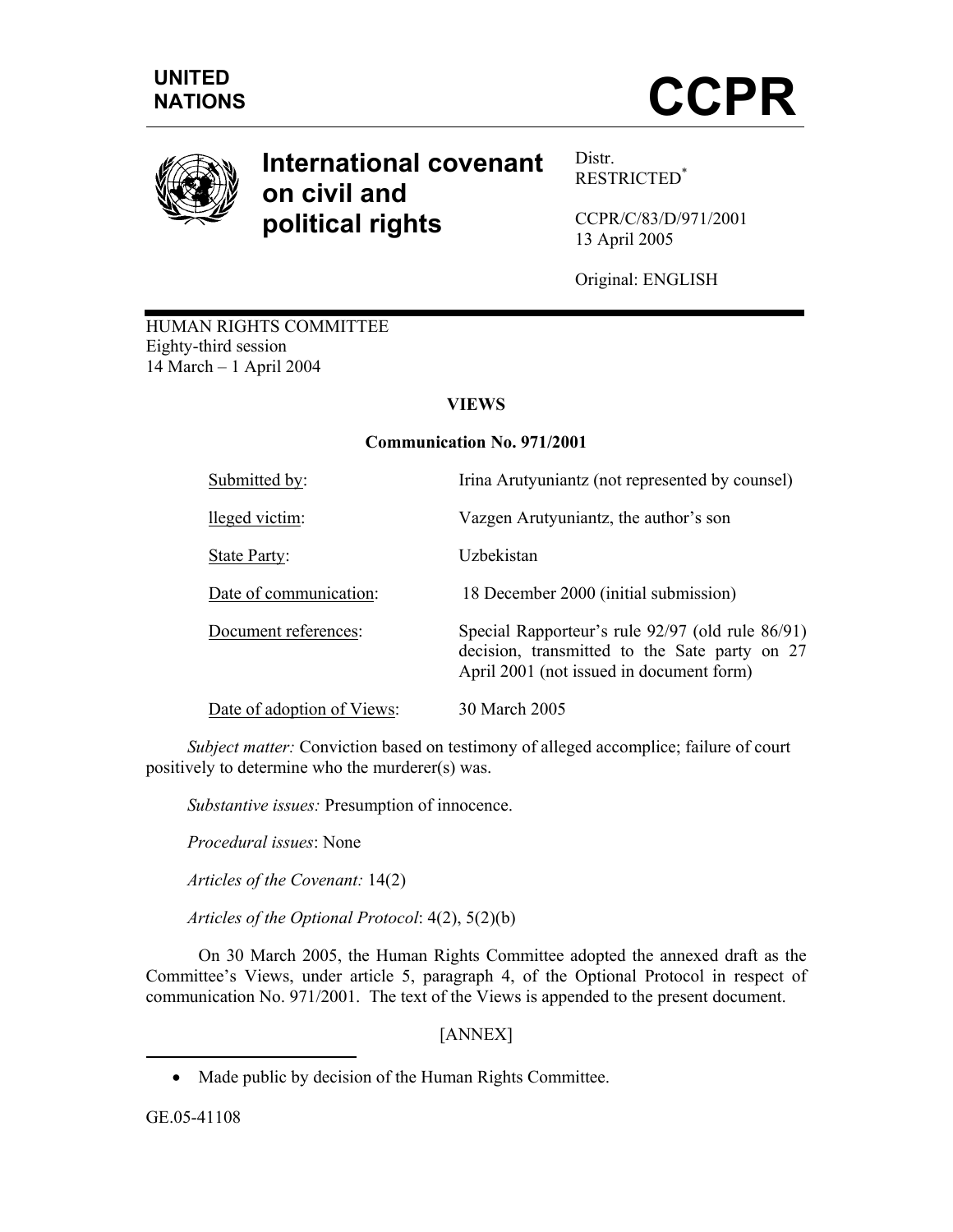UNITED NATIONS

# CCPR

# International covenant on civil and political rights

Distr.
RESTRICTED[*]

CCPR/C/83/D/971/2001
13 April 2005

Original: ENGLISH

HUMAN RIGHTS COMMITTEE
Eighty-third session
14 March – 1 April 2004

## VIEWS

### Communication No. 971/2001

| | |
|---|---|
| Submitted by: | Irina Arutyuniantz (not represented by counsel) |
| lleged victim: | Vazgen Arutyuniantz, the author's son |
| State Party: | Uzbekistan |
| Date of communication: | 18 December 2000 (initial submission) |
| Document references: | Special Rapporteur's rule 92/97 (old rule 86/91) decision, transmitted to the Sate party on 27 April 2001 (not issued in document form) |
| Date of adoption of Views: | 30 March 2005 |

*Subject matter:* Conviction based on testimony of alleged accomplice; failure of court positively to determine who the murderer(s) was.

*Substantive issues:* Presumption of innocence.

*Procedural issues*: None

*Articles of the Covenant:* 14(2)

*Articles of the Optional Protocol*: 4(2), 5(2)(b)

On 30 March 2005, the Human Rights Committee adopted the annexed draft as the Committee's Views, under article 5, paragraph 4, of the Optional Protocol in respect of communication No. 971/2001. The text of the Views is appended to the present document.

[ANNEX]

---

* Made public by decision of the Human Rights Committee.

GE.05-41108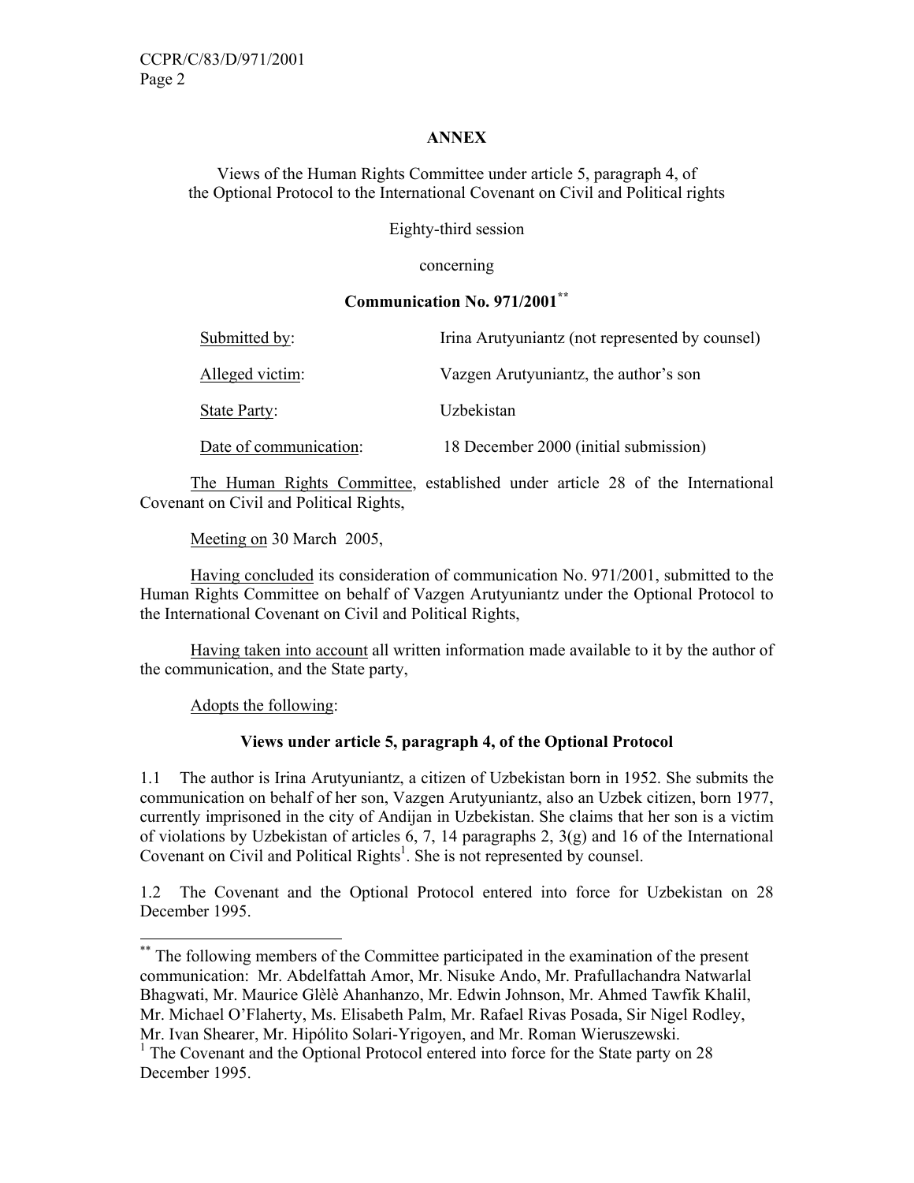**ANNEX**

Views of the Human Rights Committee under article 5, paragraph 4, of the Optional Protocol to the International Covenant on Civil and Political rights

Eighty-third session

concerning

**Communication No. 971/2001**[**]

| | |
|---|---|
| Submitted by: | Irina Arutyuniantz (not represented by counsel) |
| Alleged victim: | Vazgen Arutyuniantz, the author's son |
| State Party: | Uzbekistan |
| Date of communication: | 18 December 2000 (initial submission) |

The Human Rights Committee, established under article 28 of the International Covenant on Civil and Political Rights,

Meeting on 30 March 2005,

Having concluded its consideration of communication No. 971/2001, submitted to the Human Rights Committee on behalf of Vazgen Arutyuniantz under the Optional Protocol to the International Covenant on Civil and Political Rights,

Having taken into account all written information made available to it by the author of the communication, and the State party,

Adopts the following:

**Views under article 5, paragraph 4, of the Optional Protocol**

1.1 The author is Irina Arutyuniantz, a citizen of Uzbekistan born in 1952. She submits the communication on behalf of her son, Vazgen Arutyuniantz, also an Uzbek citizen, born 1977, currently imprisoned in the city of Andijan in Uzbekistan. She claims that her son is a victim of violations by Uzbekistan of articles 6, 7, 14 paragraphs 2, 3(g) and 16 of the International Covenant on Civil and Political Rights[1]. She is not represented by counsel.

1.2 The Covenant and the Optional Protocol entered into force for Uzbekistan on 28 December 1995.

---

[**] The following members of the Committee participated in the examination of the present communication: Mr. Abdelfattah Amor, Mr. Nisuke Ando, Mr. Prafullachandra Natwarlal Bhagwati, Mr. Maurice Glèlè Ahanhanzo, Mr. Edwin Johnson, Mr. Ahmed Tawfik Khalil, Mr. Michael O'Flaherty, Ms. Elisabeth Palm, Mr. Rafael Rivas Posada, Sir Nigel Rodley, Mr. Ivan Shearer, Mr. Hipólito Solari-Yrigoyen, and Mr. Roman Wieruszewski.

[1] The Covenant and the Optional Protocol entered into force for the State party on 28 December 1995.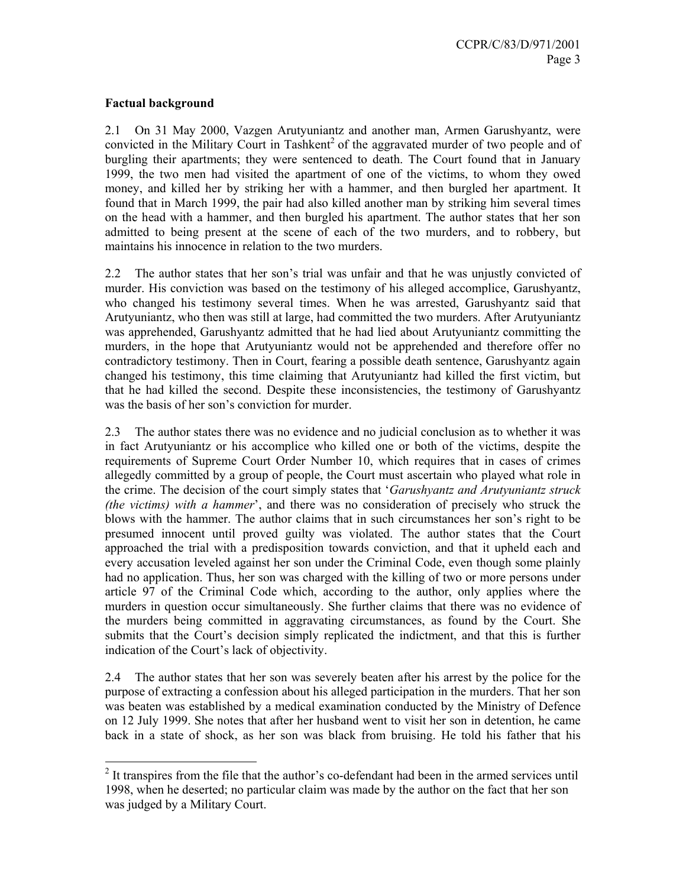## Factual background

2.1 On 31 May 2000, Vazgen Arutyuniantz and another man, Armen Garushyantz, were convicted in the Military Court in Tashkent[2] of the aggravated murder of two people and of burgling their apartments; they were sentenced to death. The Court found that in January 1999, the two men had visited the apartment of one of the victims, to whom they owed money, and killed her by striking her with a hammer, and then burgled her apartment. It found that in March 1999, the pair had also killed another man by striking him several times on the head with a hammer, and then burgled his apartment. The author states that her son admitted to being present at the scene of each of the two murders, and to robbery, but maintains his innocence in relation to the two murders.

2.2 The author states that her son's trial was unfair and that he was unjustly convicted of murder. His conviction was based on the testimony of his alleged accomplice, Garushyantz, who changed his testimony several times. When he was arrested, Garushyantz said that Arutyuniantz, who then was still at large, had committed the two murders. After Arutyuniantz was apprehended, Garushyantz admitted that he had lied about Arutyuniantz committing the murders, in the hope that Arutyuniantz would not be apprehended and therefore offer no contradictory testimony. Then in Court, fearing a possible death sentence, Garushyantz again changed his testimony, this time claiming that Arutyuniantz had killed the first victim, but that he had killed the second. Despite these inconsistencies, the testimony of Garushyantz was the basis of her son's conviction for murder.

2.3 The author states there was no evidence and no judicial conclusion as to whether it was in fact Arutyuniantz or his accomplice who killed one or both of the victims, despite the requirements of Supreme Court Order Number 10, which requires that in cases of crimes allegedly committed by a group of people, the Court must ascertain who played what role in the crime. The decision of the court simply states that '*Garushyantz and Arutyuniantz struck (the victims) with a hammer*', and there was no consideration of precisely who struck the blows with the hammer. The author claims that in such circumstances her son's right to be presumed innocent until proved guilty was violated. The author states that the Court approached the trial with a predisposition towards conviction, and that it upheld each and every accusation leveled against her son under the Criminal Code, even though some plainly had no application. Thus, her son was charged with the killing of two or more persons under article 97 of the Criminal Code which, according to the author, only applies where the murders in question occur simultaneously. She further claims that there was no evidence of the murders being committed in aggravating circumstances, as found by the Court. She submits that the Court's decision simply replicated the indictment, and that this is further indication of the Court's lack of objectivity.

2.4 The author states that her son was severely beaten after his arrest by the police for the purpose of extracting a confession about his alleged participation in the murders. That her son was beaten was established by a medical examination conducted by the Ministry of Defence on 12 July 1999. She notes that after her husband went to visit her son in detention, he came back in a state of shock, as her son was black from bruising. He told his father that his

---

[2] It transpires from the file that the author's co-defendant had been in the armed services until 1998, when he deserted; no particular claim was made by the author on the fact that her son was judged by a Military Court.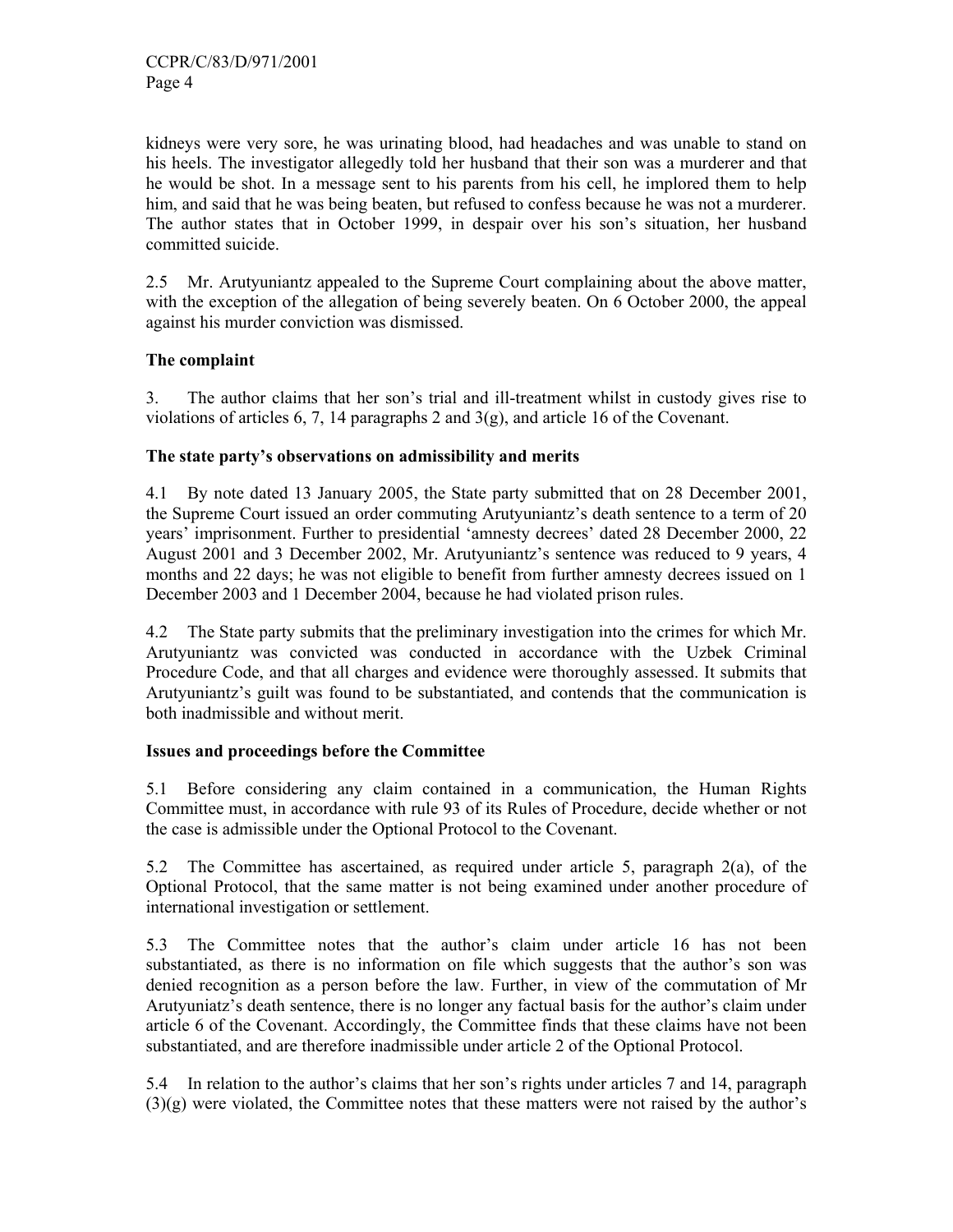kidneys were very sore, he was urinating blood, had headaches and was unable to stand on his heels. The investigator allegedly told her husband that their son was a murderer and that he would be shot. In a message sent to his parents from his cell, he implored them to help him, and said that he was being beaten, but refused to confess because he was not a murderer. The author states that in October 1999, in despair over his son's situation, her husband committed suicide.

2.5 Mr. Arutyuniantz appealed to the Supreme Court complaining about the above matter, with the exception of the allegation of being severely beaten. On 6 October 2000, the appeal against his murder conviction was dismissed.

**The complaint**

3. The author claims that her son's trial and ill-treatment whilst in custody gives rise to violations of articles 6, 7, 14 paragraphs 2 and 3(g), and article 16 of the Covenant.

**The state party's observations on admissibility and merits**

4.1 By note dated 13 January 2005, the State party submitted that on 28 December 2001, the Supreme Court issued an order commuting Arutyuniantz's death sentence to a term of 20 years' imprisonment. Further to presidential 'amnesty decrees' dated 28 December 2000, 22 August 2001 and 3 December 2002, Mr. Arutyuniantz's sentence was reduced to 9 years, 4 months and 22 days; he was not eligible to benefit from further amnesty decrees issued on 1 December 2003 and 1 December 2004, because he had violated prison rules.

4.2 The State party submits that the preliminary investigation into the crimes for which Mr. Arutyuniantz was convicted was conducted in accordance with the Uzbek Criminal Procedure Code, and that all charges and evidence were thoroughly assessed. It submits that Arutyuniantz's guilt was found to be substantiated, and contends that the communication is both inadmissible and without merit.

**Issues and proceedings before the Committee**

5.1 Before considering any claim contained in a communication, the Human Rights Committee must, in accordance with rule 93 of its Rules of Procedure, decide whether or not the case is admissible under the Optional Protocol to the Covenant.

5.2 The Committee has ascertained, as required under article 5, paragraph 2(a), of the Optional Protocol, that the same matter is not being examined under another procedure of international investigation or settlement.

5.3 The Committee notes that the author's claim under article 16 has not been substantiated, as there is no information on file which suggests that the author's son was denied recognition as a person before the law. Further, in view of the commutation of Mr Arutyuniatz's death sentence, there is no longer any factual basis for the author's claim under article 6 of the Covenant. Accordingly, the Committee finds that these claims have not been substantiated, and are therefore inadmissible under article 2 of the Optional Protocol.

5.4 In relation to the author's claims that her son's rights under articles 7 and 14, paragraph (3)(g) were violated, the Committee notes that these matters were not raised by the author's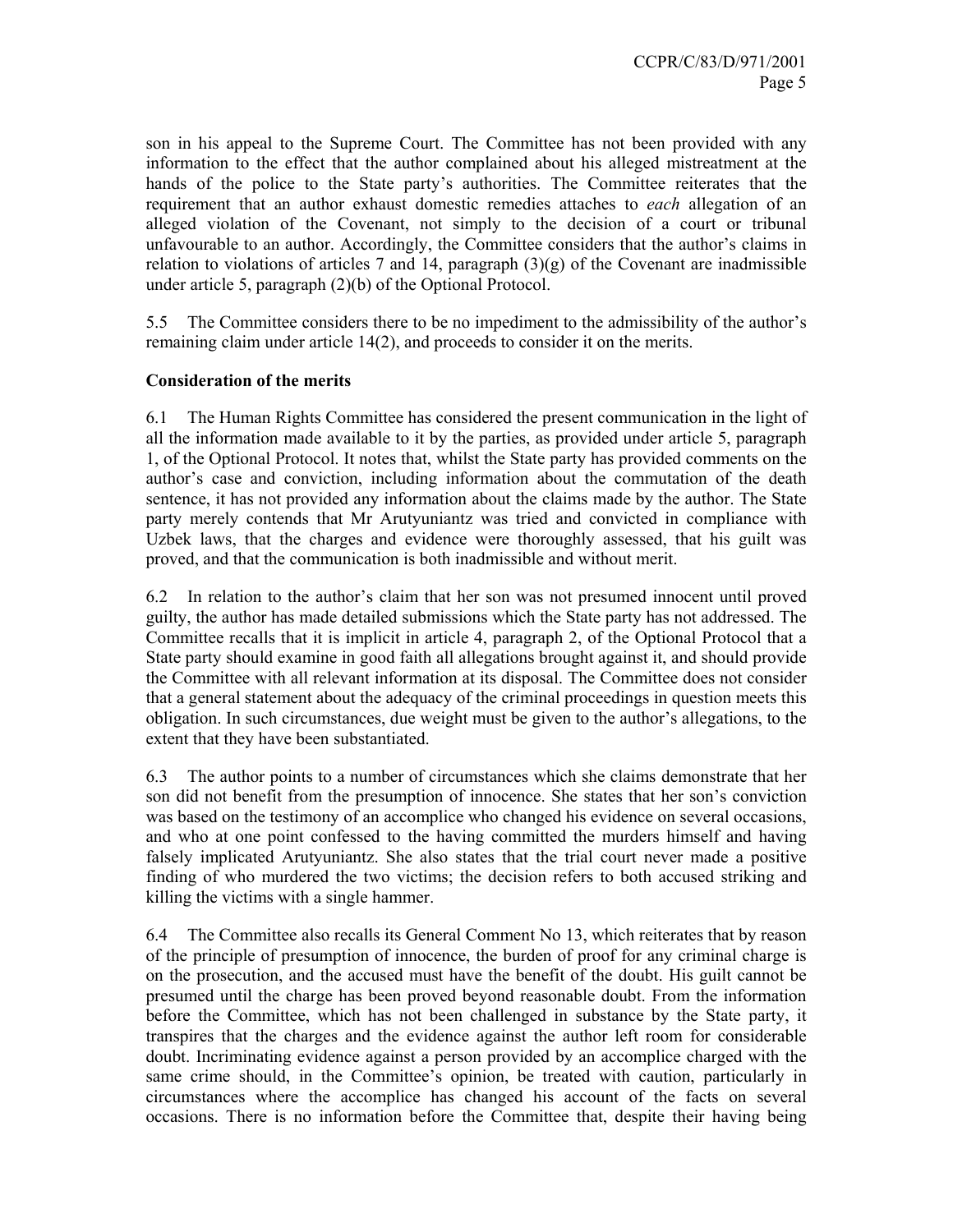son in his appeal to the Supreme Court. The Committee has not been provided with any information to the effect that the author complained about his alleged mistreatment at the hands of the police to the State party's authorities. The Committee reiterates that the requirement that an author exhaust domestic remedies attaches to *each* allegation of an alleged violation of the Covenant, not simply to the decision of a court or tribunal unfavourable to an author. Accordingly, the Committee considers that the author's claims in relation to violations of articles 7 and 14, paragraph (3)(g) of the Covenant are inadmissible under article 5, paragraph (2)(b) of the Optional Protocol.

5.5 The Committee considers there to be no impediment to the admissibility of the author's remaining claim under article 14(2), and proceeds to consider it on the merits.

**Consideration of the merits**

6.1 The Human Rights Committee has considered the present communication in the light of all the information made available to it by the parties, as provided under article 5, paragraph 1, of the Optional Protocol. It notes that, whilst the State party has provided comments on the author's case and conviction, including information about the commutation of the death sentence, it has not provided any information about the claims made by the author. The State party merely contends that Mr Arutyuniantz was tried and convicted in compliance with Uzbek laws, that the charges and evidence were thoroughly assessed, that his guilt was proved, and that the communication is both inadmissible and without merit.

6.2 In relation to the author's claim that her son was not presumed innocent until proved guilty, the author has made detailed submissions which the State party has not addressed. The Committee recalls that it is implicit in article 4, paragraph 2, of the Optional Protocol that a State party should examine in good faith all allegations brought against it, and should provide the Committee with all relevant information at its disposal. The Committee does not consider that a general statement about the adequacy of the criminal proceedings in question meets this obligation. In such circumstances, due weight must be given to the author's allegations, to the extent that they have been substantiated.

6.3 The author points to a number of circumstances which she claims demonstrate that her son did not benefit from the presumption of innocence. She states that her son's conviction was based on the testimony of an accomplice who changed his evidence on several occasions, and who at one point confessed to the having committed the murders himself and having falsely implicated Arutyuniantz. She also states that the trial court never made a positive finding of who murdered the two victims; the decision refers to both accused striking and killing the victims with a single hammer.

6.4 The Committee also recalls its General Comment No 13, which reiterates that by reason of the principle of presumption of innocence, the burden of proof for any criminal charge is on the prosecution, and the accused must have the benefit of the doubt. His guilt cannot be presumed until the charge has been proved beyond reasonable doubt. From the information before the Committee, which has not been challenged in substance by the State party, it transpires that the charges and the evidence against the author left room for considerable doubt. Incriminating evidence against a person provided by an accomplice charged with the same crime should, in the Committee's opinion, be treated with caution, particularly in circumstances where the accomplice has changed his account of the facts on several occasions. There is no information before the Committee that, despite their having being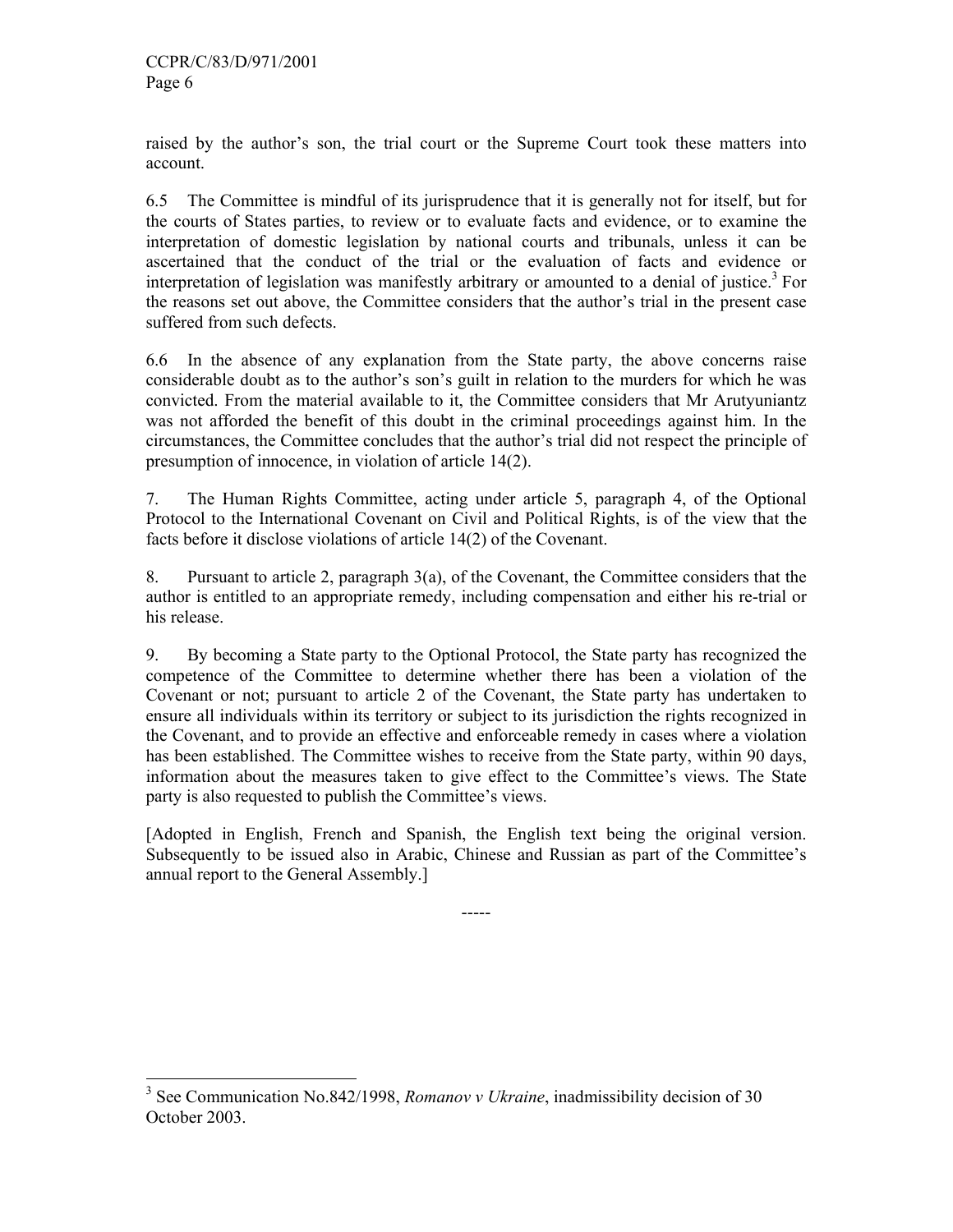raised by the author's son, the trial court or the Supreme Court took these matters into account.

6.5 The Committee is mindful of its jurisprudence that it is generally not for itself, but for the courts of States parties, to review or to evaluate facts and evidence, or to examine the interpretation of domestic legislation by national courts and tribunals, unless it can be ascertained that the conduct of the trial or the evaluation of facts and evidence or interpretation of legislation was manifestly arbitrary or amounted to a denial of justice.[3] For the reasons set out above, the Committee considers that the author's trial in the present case suffered from such defects.

6.6 In the absence of any explanation from the State party, the above concerns raise considerable doubt as to the author's son's guilt in relation to the murders for which he was convicted. From the material available to it, the Committee considers that Mr Arutyuniantz was not afforded the benefit of this doubt in the criminal proceedings against him. In the circumstances, the Committee concludes that the author's trial did not respect the principle of presumption of innocence, in violation of article 14(2).

7. The Human Rights Committee, acting under article 5, paragraph 4, of the Optional Protocol to the International Covenant on Civil and Political Rights, is of the view that the facts before it disclose violations of article 14(2) of the Covenant.

8. Pursuant to article 2, paragraph 3(a), of the Covenant, the Committee considers that the author is entitled to an appropriate remedy, including compensation and either his re-trial or his release.

9. By becoming a State party to the Optional Protocol, the State party has recognized the competence of the Committee to determine whether there has been a violation of the Covenant or not; pursuant to article 2 of the Covenant, the State party has undertaken to ensure all individuals within its territory or subject to its jurisdiction the rights recognized in the Covenant, and to provide an effective and enforceable remedy in cases where a violation has been established. The Committee wishes to receive from the State party, within 90 days, information about the measures taken to give effect to the Committee's views. The State party is also requested to publish the Committee's views.

[Adopted in English, French and Spanish, the English text being the original version. Subsequently to be issued also in Arabic, Chinese and Russian as part of the Committee's annual report to the General Assembly.]

-----

[3] See Communication No.842/1998, *Romanov v Ukraine*, inadmissibility decision of 30 October 2003.